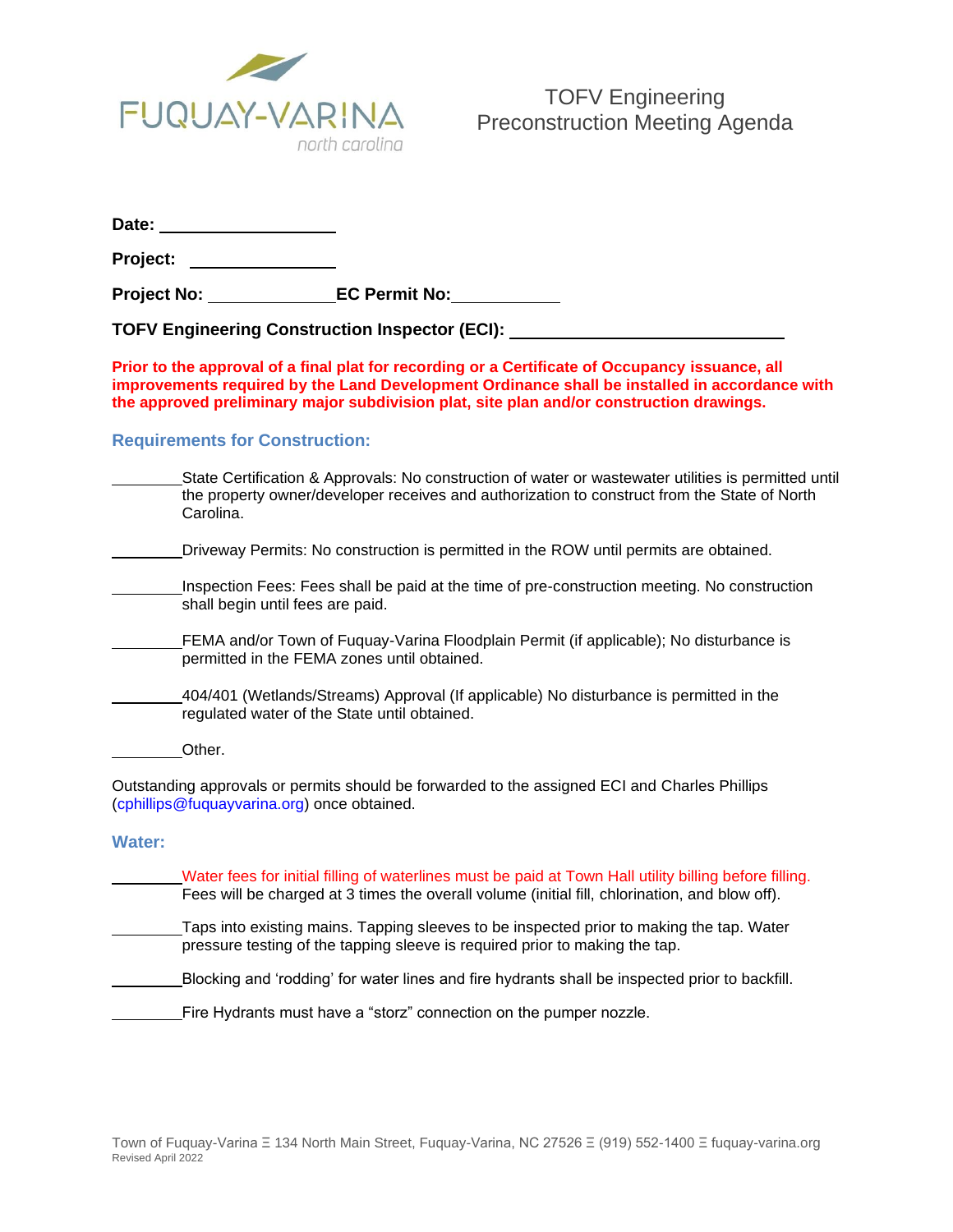FUQUAY-VARINA
north carolina

# TOFV Engineering Preconstruction Meeting Agenda

**Date:** ____________________

**Project:** ________________

**Project No:** ______________ **EC Permit No:** ____________

**TOFV Engineering Construction Inspector (ECI):** ______________________________

**Prior to the approval of a final plat for recording or a Certificate of Occupancy issuance, all improvements required by the Land Development Ordinance shall be installed in accordance with the approved preliminary major subdivision plat, site plan and/or construction drawings.**

## Requirements for Construction:

________State Certification & Approvals: No construction of water or wastewater utilities is permitted until the property owner/developer receives and authorization to construct from the State of North Carolina.

________Driveway Permits: No construction is permitted in the ROW until permits are obtained.

________Inspection Fees: Fees shall be paid at the time of pre-construction meeting. No construction shall begin until fees are paid.

________FEMA and/or Town of Fuquay-Varina Floodplain Permit (if applicable); No disturbance is permitted in the FEMA zones until obtained.

________404/401 (Wetlands/Streams) Approval (If applicable) No disturbance is permitted in the regulated water of the State until obtained.

________Other.

Outstanding approvals or permits should be forwarded to the assigned ECI and Charles Phillips (cphillips@fuquayvarina.org) once obtained.

## Water:

________Water fees for initial filling of waterlines must be paid at Town Hall utility billing before filling. Fees will be charged at 3 times the overall volume (initial fill, chlorination, and blow off).

________Taps into existing mains. Tapping sleeves to be inspected prior to making the tap. Water pressure testing of the tapping sleeve is required prior to making the tap.

________Blocking and 'rodding' for water lines and fire hydrants shall be inspected prior to backfill.

________Fire Hydrants must have a "storz" connection on the pumper nozzle.

Town of Fuquay-Varina Ξ 134 North Main Street, Fuquay-Varina, NC 27526 Ξ (919) 552-1400 Ξ fuquay-varina.org
Revised April 2022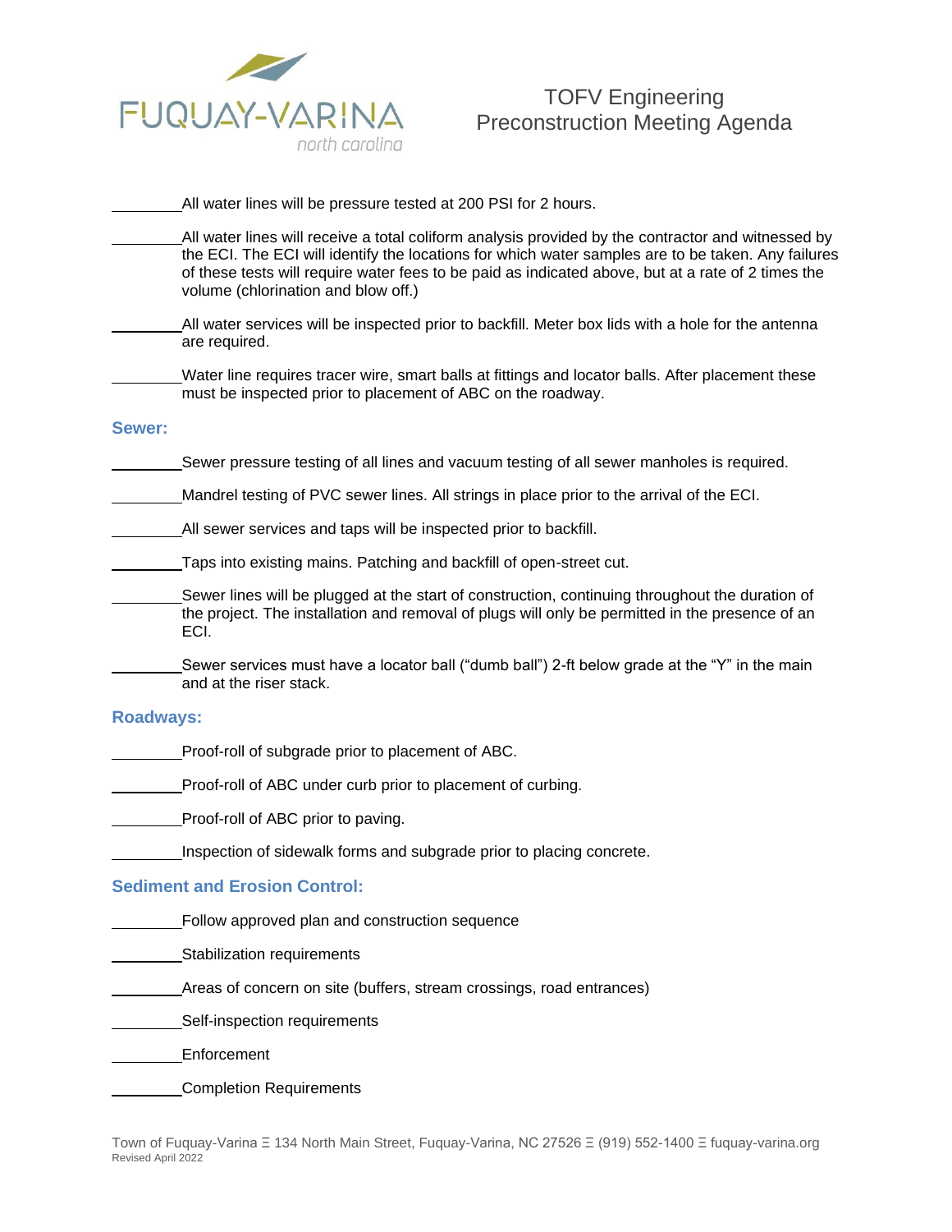________All water lines will be pressure tested at 200 PSI for 2 hours.

________All water lines will receive a total coliform analysis provided by the contractor and witnessed by the ECI. The ECI will identify the locations for which water samples are to be taken. Any failures of these tests will require water fees to be paid as indicated above, but at a rate of 2 times the volume (chlorination and blow off.)

________All water services will be inspected prior to backfill. Meter box lids with a hole for the antenna are required.

________Water line requires tracer wire, smart balls at fittings and locator balls. After placement these must be inspected prior to placement of ABC on the roadway.

### Sewer:

________Sewer pressure testing of all lines and vacuum testing of all sewer manholes is required.

________Mandrel testing of PVC sewer lines. All strings in place prior to the arrival of the ECI.

________All sewer services and taps will be inspected prior to backfill.

________Taps into existing mains. Patching and backfill of open-street cut.

________Sewer lines will be plugged at the start of construction, continuing throughout the duration of the project. The installation and removal of plugs will only be permitted in the presence of an ECI.

________Sewer services must have a locator ball ("dumb ball") 2-ft below grade at the "Y" in the main and at the riser stack.

### Roadways:

________Proof-roll of subgrade prior to placement of ABC.

________Proof-roll of ABC under curb prior to placement of curbing.

________Proof-roll of ABC prior to paving.

________Inspection of sidewalk forms and subgrade prior to placing concrete.

### Sediment and Erosion Control:

________Follow approved plan and construction sequence

________Stabilization requirements

________Areas of concern on site (buffers, stream crossings, road entrances)

________Self-inspection requirements

________Enforcement

________Completion Requirements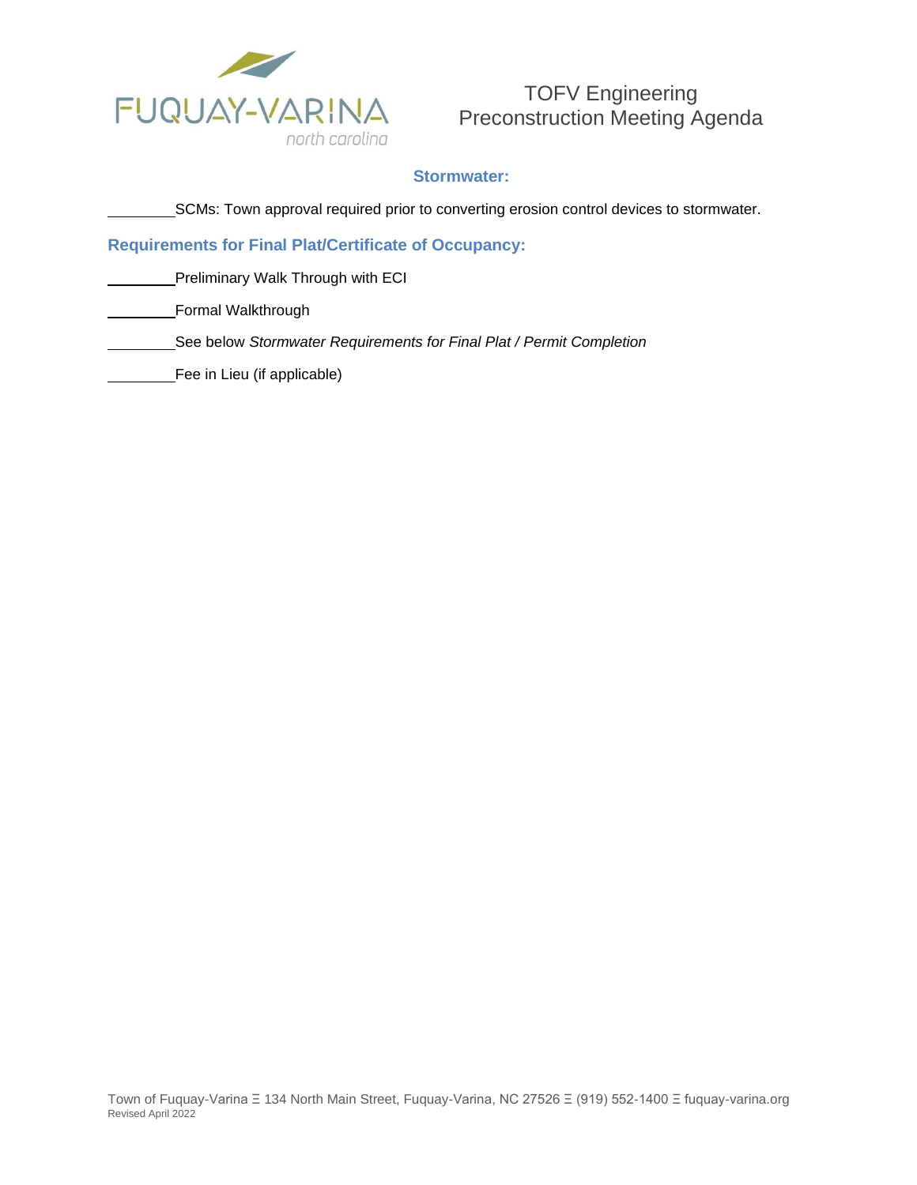## Stormwater:

________SCMs: Town approval required prior to converting erosion control devices to stormwater.

## Requirements for Final Plat/Certificate of Occupancy:

________Preliminary Walk Through with ECI

________Formal Walkthrough

________See below *Stormwater Requirements for Final Plat / Permit Completion*

________Fee in Lieu (if applicable)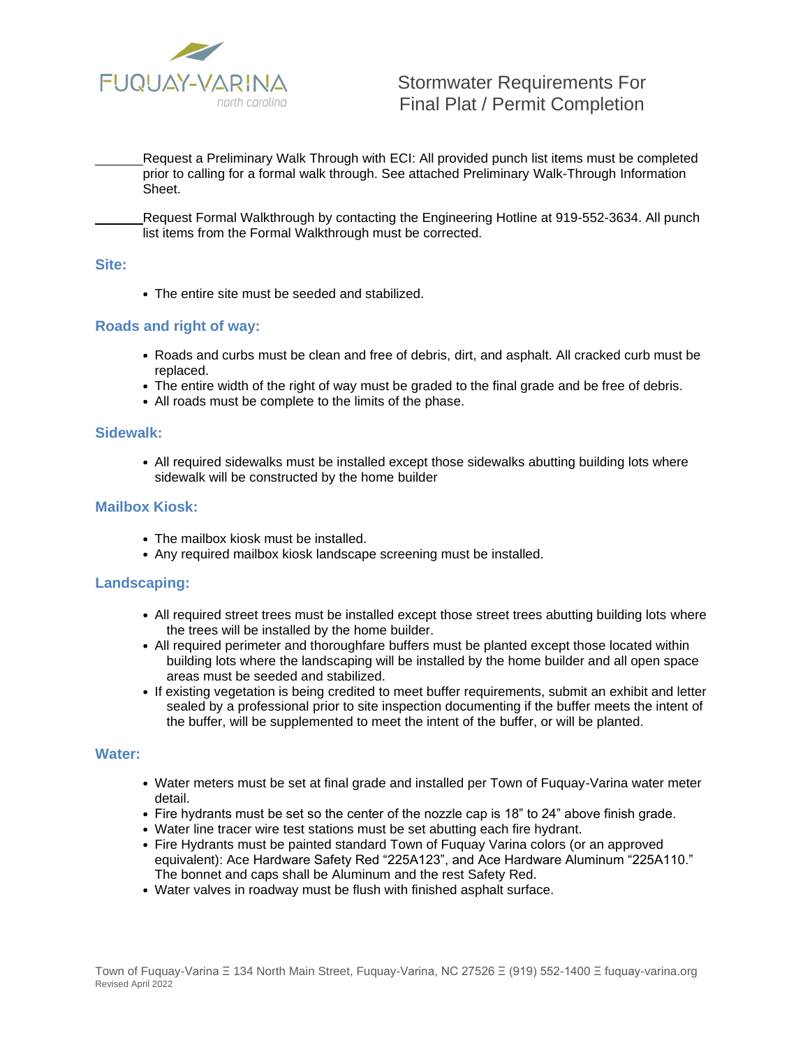# Stormwater Requirements For Final Plat / Permit Completion

_______Request a Preliminary Walk Through with ECI: All provided punch list items must be completed prior to calling for a formal walk through. See attached Preliminary Walk-Through Information Sheet.

_______Request Formal Walkthrough by contacting the Engineering Hotline at 919-552-3634. All punch list items from the Formal Walkthrough must be corrected.

### Site:

- The entire site must be seeded and stabilized.

### Roads and right of way:

- Roads and curbs must be clean and free of debris, dirt, and asphalt. All cracked curb must be replaced.
- The entire width of the right of way must be graded to the final grade and be free of debris.
- All roads must be complete to the limits of the phase.

### Sidewalk:

- All required sidewalks must be installed except those sidewalks abutting building lots where sidewalk will be constructed by the home builder

### Mailbox Kiosk:

- The mailbox kiosk must be installed.
- Any required mailbox kiosk landscape screening must be installed.

### Landscaping:

- All required street trees must be installed except those street trees abutting building lots where the trees will be installed by the home builder.
- All required perimeter and thoroughfare buffers must be planted except those located within building lots where the landscaping will be installed by the home builder and all open space areas must be seeded and stabilized.
- If existing vegetation is being credited to meet buffer requirements, submit an exhibit and letter sealed by a professional prior to site inspection documenting if the buffer meets the intent of the buffer, will be supplemented to meet the intent of the buffer, or will be planted.

### Water:

- Water meters must be set at final grade and installed per Town of Fuquay-Varina water meter detail.
- Fire hydrants must be set so the center of the nozzle cap is 18" to 24" above finish grade.
- Water line tracer wire test stations must be set abutting each fire hydrant.
- Fire Hydrants must be painted standard Town of Fuquay Varina colors (or an approved equivalent): Ace Hardware Safety Red "225A123", and Ace Hardware Aluminum "225A110." The bonnet and caps shall be Aluminum and the rest Safety Red.
- Water valves in roadway must be flush with finished asphalt surface.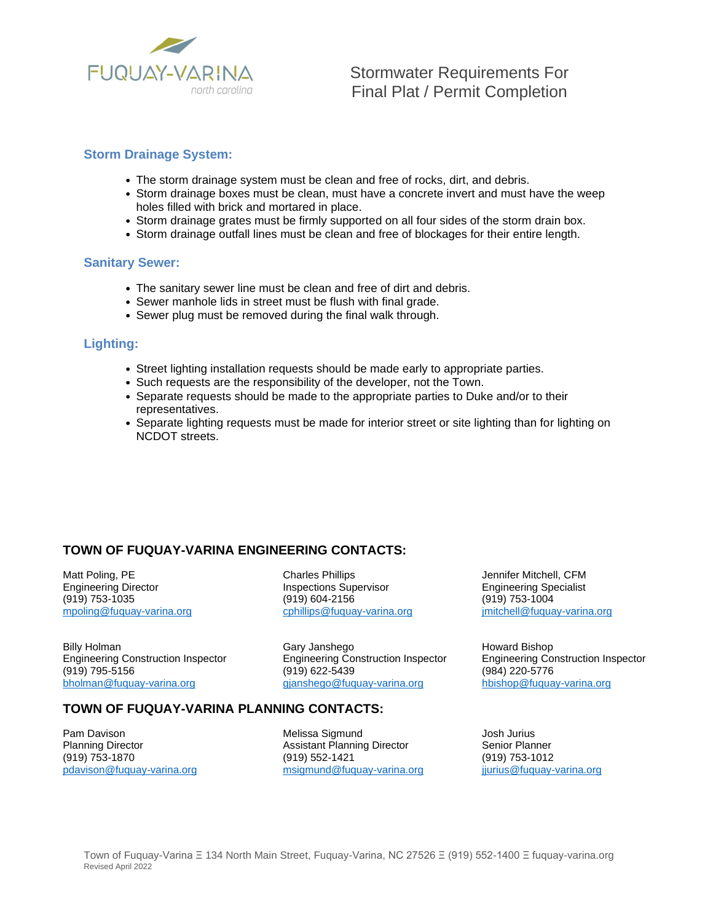# Stormwater Requirements For Final Plat / Permit Completion

FUQUAY-VARINA
north carolina

## Storm Drainage System:

- The storm drainage system must be clean and free of rocks, dirt, and debris.
- Storm drainage boxes must be clean, must have a concrete invert and must have the weep holes filled with brick and mortared in place.
- Storm drainage grates must be firmly supported on all four sides of the storm drain box.
- Storm drainage outfall lines must be clean and free of blockages for their entire length.

## Sanitary Sewer:

- The sanitary sewer line must be clean and free of dirt and debris.
- Sewer manhole lids in street must be flush with final grade.
- Sewer plug must be removed during the final walk through.

## Lighting:

- Street lighting installation requests should be made early to appropriate parties.
- Such requests are the responsibility of the developer, not the Town.
- Separate requests should be made to the appropriate parties to Duke and/or to their representatives.
- Separate lighting requests must be made for interior street or site lighting than for lighting on NCDOT streets.

## TOWN OF FUQUAY-VARINA ENGINEERING CONTACTS:

Matt Poling, PE
Engineering Director
(919) 753-1035
mpoling@fuquay-varina.org

Charles Phillips
Inspections Supervisor
(919) 604-2156
cphillips@fuquay-varina.org

Jennifer Mitchell, CFM
Engineering Specialist
(919) 753-1004
jmitchell@fuquay-varina.org

Billy Holman
Engineering Construction Inspector
(919) 795-5156
bholman@fuquay-varina.org

Gary Janshego
Engineering Construction Inspector
(919) 622-5439
gjanshego@fuquay-varina.org

Howard Bishop
Engineering Construction Inspector
(984) 220-5776
hbishop@fuquay-varina.org

## TOWN OF FUQUAY-VARINA PLANNING CONTACTS:

Pam Davison
Planning Director
(919) 753-1870
pdavison@fuquay-varina.org

Melissa Sigmund
Assistant Planning Director
(919) 552-1421
msigmund@fuquay-varina.org

Josh Jurius
Senior Planner
(919) 753-1012
jjurius@fuquay-varina.org

Town of Fuquay-Varina Ξ 134 North Main Street, Fuquay-Varina, NC 27526 Ξ (919) 552-1400 Ξ fuquay-varina.org
Revised April 2022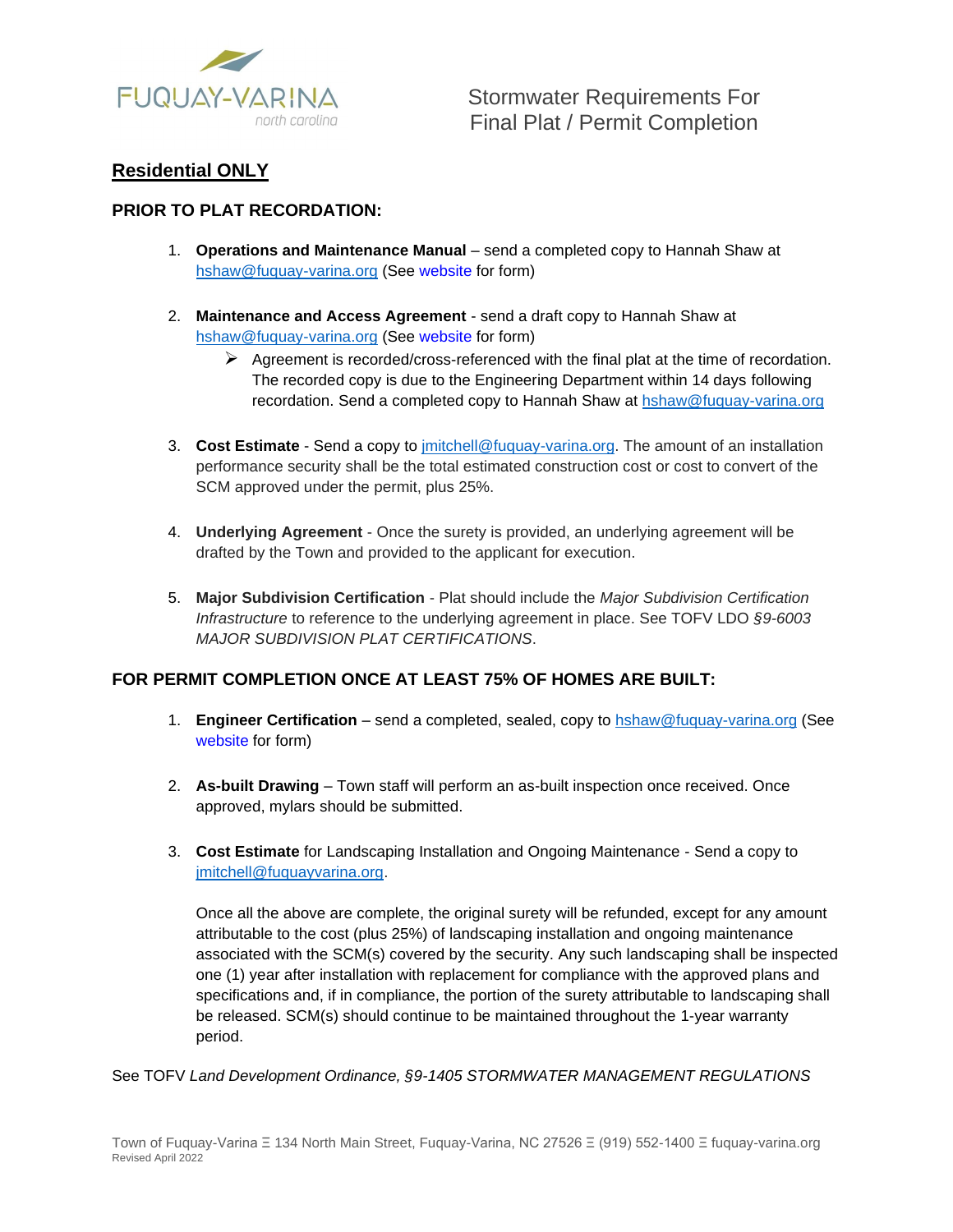# Stormwater Requirements For Final Plat / Permit Completion

## Residential ONLY

### PRIOR TO PLAT RECORDATION:

1. **Operations and Maintenance Manual** – send a completed copy to Hannah Shaw at hshaw@fuquay-varina.org (See website for form)

2. **Maintenance and Access Agreement** - send a draft copy to Hannah Shaw at hshaw@fuquay-varina.org (See website for form)
   - Agreement is recorded/cross-referenced with the final plat at the time of recordation. The recorded copy is due to the Engineering Department within 14 days following recordation. Send a completed copy to Hannah Shaw at hshaw@fuquay-varina.org

3. **Cost Estimate** - Send a copy to jmitchell@fuquay-varina.org. The amount of an installation performance security shall be the total estimated construction cost or cost to convert of the SCM approved under the permit, plus 25%.

4. **Underlying Agreement** - Once the surety is provided, an underlying agreement will be drafted by the Town and provided to the applicant for execution.

5. **Major Subdivision Certification** - Plat should include the *Major Subdivision Certification Infrastructure* to reference to the underlying agreement in place. See TOFV LDO *§9-6003 MAJOR SUBDIVISION PLAT CERTIFICATIONS*.

### FOR PERMIT COMPLETION ONCE AT LEAST 75% OF HOMES ARE BUILT:

1. **Engineer Certification** – send a completed, sealed, copy to hshaw@fuquay-varina.org (See website for form)

2. **As-built Drawing** – Town staff will perform an as-built inspection once received. Once approved, mylars should be submitted.

3. **Cost Estimate** for Landscaping Installation and Ongoing Maintenance - Send a copy to jmitchell@fuquayvarina.org.

   Once all the above are complete, the original surety will be refunded, except for any amount attributable to the cost (plus 25%) of landscaping installation and ongoing maintenance associated with the SCM(s) covered by the security. Any such landscaping shall be inspected one (1) year after installation with replacement for compliance with the approved plans and specifications and, if in compliance, the portion of the surety attributable to landscaping shall be released. SCM(s) should continue to be maintained throughout the 1-year warranty period.

See TOFV *Land Development Ordinance, §9-1405 STORMWATER MANAGEMENT REGULATIONS*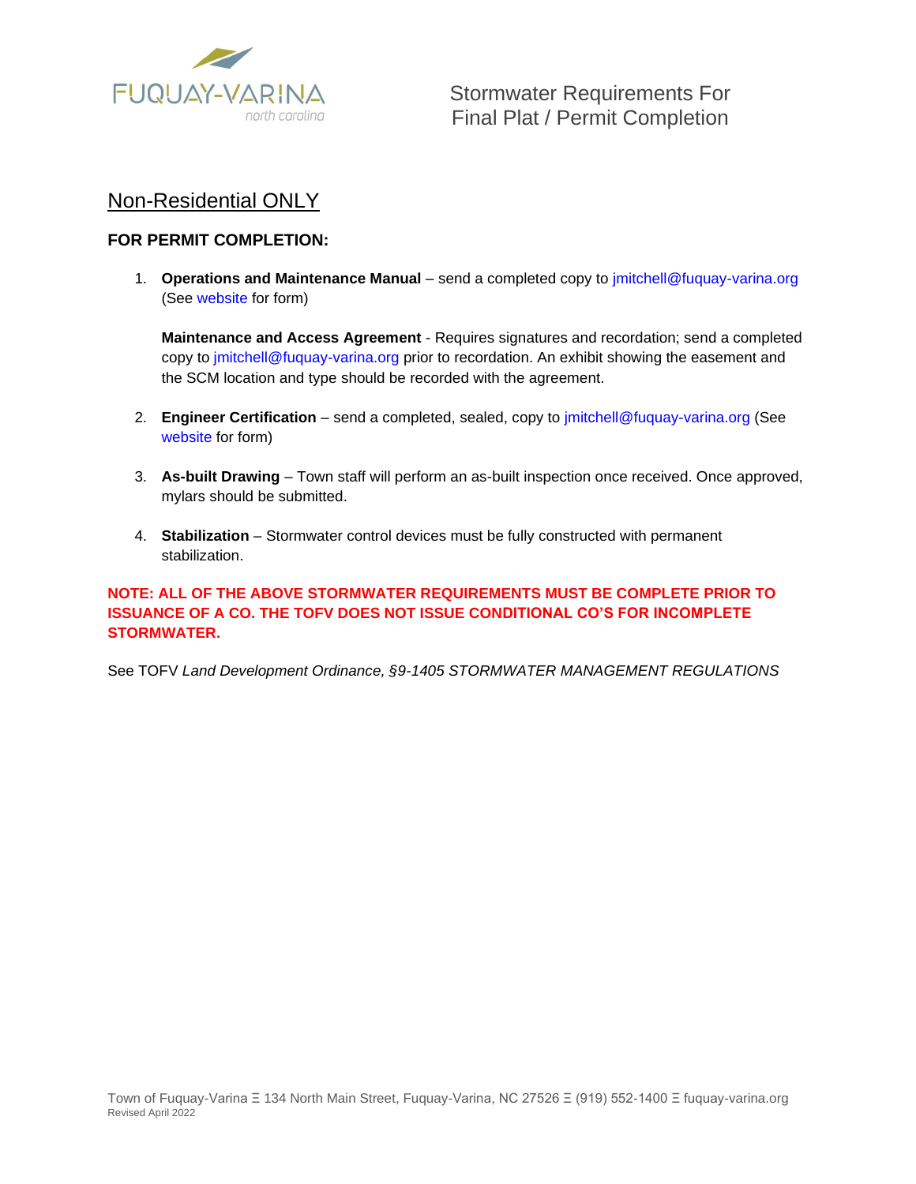FUQUAY-VARINA
north carolina

# Stormwater Requirements For Final Plat / Permit Completion

## Non-Residential ONLY

**FOR PERMIT COMPLETION:**

1. **Operations and Maintenance Manual** – send a completed copy to jmitchell@fuquay-varina.org (See website for form)

   **Maintenance and Access Agreement** - Requires signatures and recordation; send a completed copy to jmitchell@fuquay-varina.org prior to recordation. An exhibit showing the easement and the SCM location and type should be recorded with the agreement.

2. **Engineer Certification** – send a completed, sealed, copy to jmitchell@fuquay-varina.org (See website for form)

3. **As-built Drawing** – Town staff will perform an as-built inspection once received. Once approved, mylars should be submitted.

4. **Stabilization** – Stormwater control devices must be fully constructed with permanent stabilization.

**NOTE: ALL OF THE ABOVE STORMWATER REQUIREMENTS MUST BE COMPLETE PRIOR TO ISSUANCE OF A CO. THE TOFV DOES NOT ISSUE CONDITIONAL CO'S FOR INCOMPLETE STORMWATER.**

See TOFV *Land Development Ordinance, §9-1405 STORMWATER MANAGEMENT REGULATIONS*

Town of Fuquay-Varina Ξ 134 North Main Street, Fuquay-Varina, NC 27526 Ξ (919) 552-1400 Ξ fuquay-varina.org
Revised April 2022